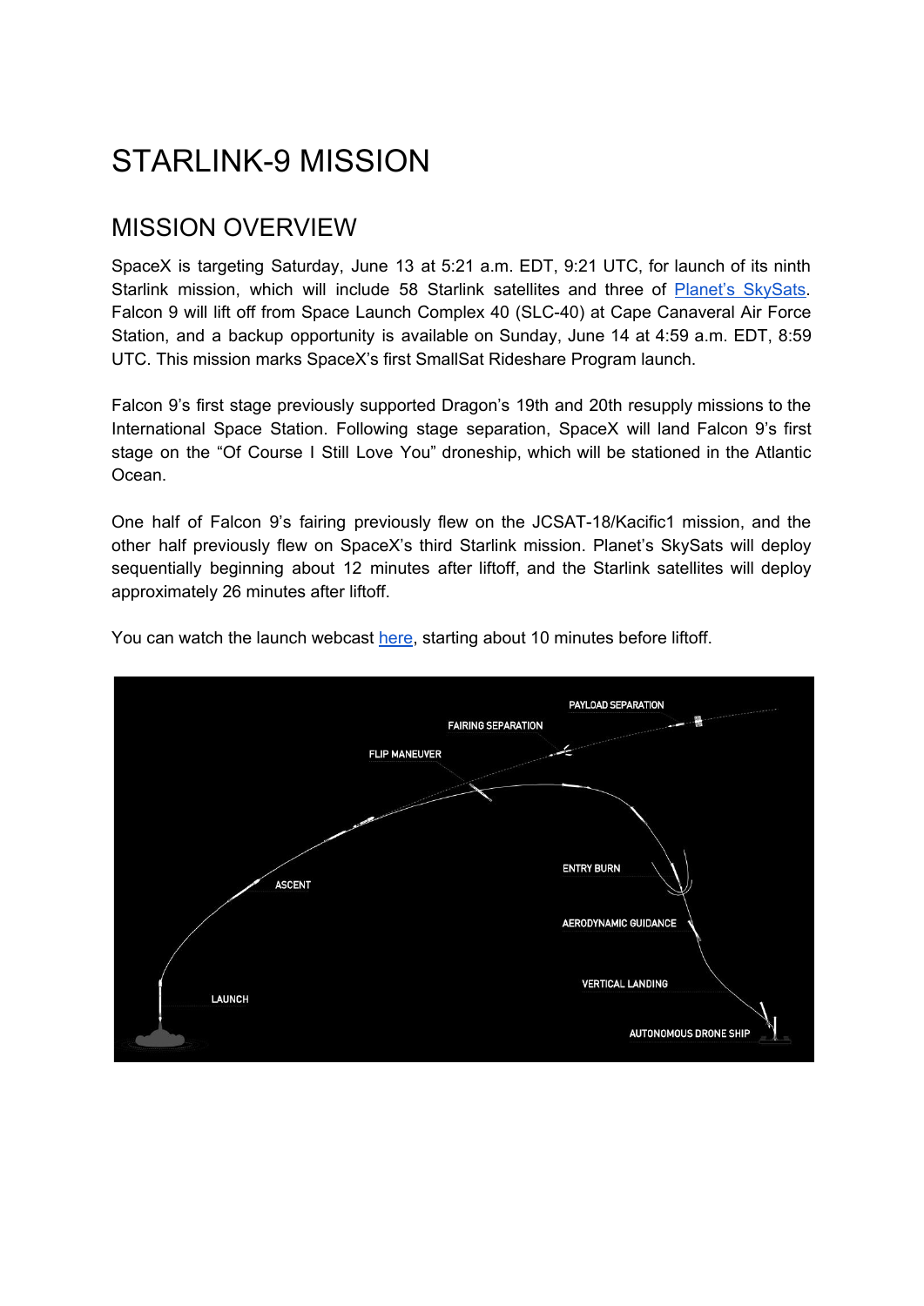# STARLINK-9 MISSION

## MISSION OVERVIEW

SpaceX is targeting Saturday, June 13 at 5:21 a.m. EDT, 9:21 UTC, for launch of its ninth Starlink mission, which will include 58 Starlink satellites and three of Planet's SkySats. Falcon 9 will lift off from Space Launch Complex 40 (SLC-40) at Cape Canaveral Air Force Station, and a backup opportunity is available on Sunday, June 14 at 4:59 a.m. EDT, 8:59 UTC. This mission marks SpaceX's first SmallSat Rideshare Program launch.

Falcon 9's first stage previously supported Dragon's 19th and 20th resupply missions to the International Space Station. Following stage separation, SpaceX will land Falcon 9's first stage on the "Of Course I Still Love You" droneship, which will be stationed in the Atlantic Ocean.

One half of Falcon 9's fairing previously flew on the JCSAT-18/Kacific1 mission, and the other half previously flew on SpaceX's third Starlink mission. Planet's SkySats will deploy sequentially beginning about 12 minutes after liftoff, and the Starlink satellites will deploy approximately 26 minutes after liftoff.

You can watch the launch webcast here, starting about 10 minutes before liftoff.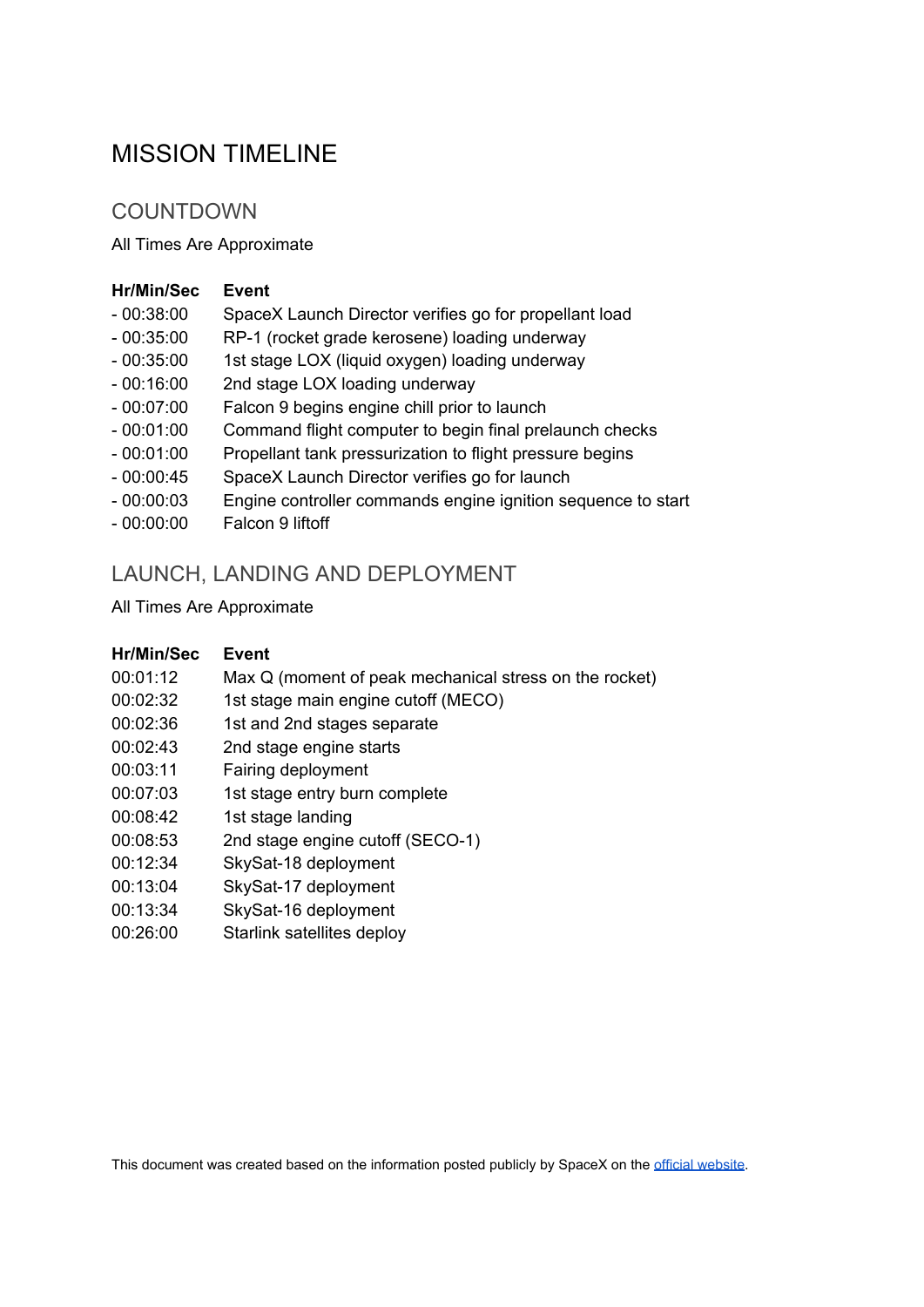# MISSION TIMELINE

## COUNTDOWN

All Times Are Approximate

| Hr/Min/Sec | Event |
| --- | --- |
| - 00:38:00 | SpaceX Launch Director verifies go for propellant load |
| - 00:35:00 | RP-1 (rocket grade kerosene) loading underway |
| - 00:35:00 | 1st stage LOX (liquid oxygen) loading underway |
| - 00:16:00 | 2nd stage LOX loading underway |
| - 00:07:00 | Falcon 9 begins engine chill prior to launch |
| - 00:01:00 | Command flight computer to begin final prelaunch checks |
| - 00:01:00 | Propellant tank pressurization to flight pressure begins |
| - 00:00:45 | SpaceX Launch Director verifies go for launch |
| - 00:00:03 | Engine controller commands engine ignition sequence to start |
| - 00:00:00 | Falcon 9 liftoff |

## LAUNCH, LANDING AND DEPLOYMENT

All Times Are Approximate

| Hr/Min/Sec | Event |
| --- | --- |
| 00:01:12 | Max Q (moment of peak mechanical stress on the rocket) |
| 00:02:32 | 1st stage main engine cutoff (MECO) |
| 00:02:36 | 1st and 2nd stages separate |
| 00:02:43 | 2nd stage engine starts |
| 00:03:11 | Fairing deployment |
| 00:07:03 | 1st stage entry burn complete |
| 00:08:42 | 1st stage landing |
| 00:08:53 | 2nd stage engine cutoff (SECO-1) |
| 00:12:34 | SkySat-18 deployment |
| 00:13:04 | SkySat-17 deployment |
| 00:13:34 | SkySat-16 deployment |
| 00:26:00 | Starlink satellites deploy |

This document was created based on the information posted publicly by SpaceX on the official website.